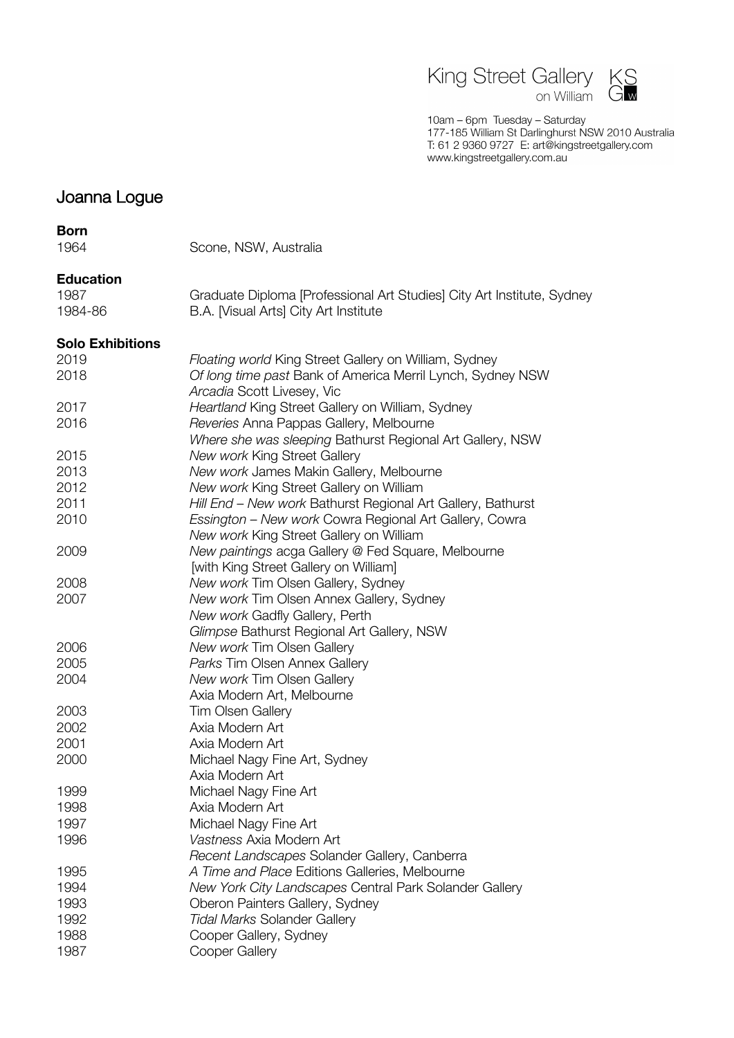King Street Gallery on William

10am – 6pm Tuesday – Saturday
177-185 William St Darlinghurst NSW 2010 Australia
T: 61 2 9360 9727 E: art@kingstreetgallery.com
www.kingstreetgallery.com.au

# Joanna Logue

**Born**

| | |
|---|---|
| 1964 | Scone, NSW, Australia |

**Education**

| | |
|---|---|
| 1987 | Graduate Diploma [Professional Art Studies] City Art Institute, Sydney |
| 1984-86 | B.A. [Visual Arts] City Art Institute |

**Solo Exhibitions**

| | |
|---|---|
| 2019 | *Floating world* King Street Gallery on William, Sydney |
| 2018 | *Of long time past* Bank of America Merril Lynch, Sydney NSW |
| | *Arcadia* Scott Livesey, Vic |
| 2017 | *Heartland* King Street Gallery on William, Sydney |
| 2016 | *Reveries* Anna Pappas Gallery, Melbourne |
| | *Where she was sleeping* Bathurst Regional Art Gallery, NSW |
| 2015 | *New work* King Street Gallery |
| 2013 | *New work* James Makin Gallery, Melbourne |
| 2012 | *New work* King Street Gallery on William |
| 2011 | *Hill End – New work* Bathurst Regional Art Gallery, Bathurst |
| 2010 | *Essington – New work* Cowra Regional Art Gallery, Cowra |
| | *New work* King Street Gallery on William |
| 2009 | *New paintings* acga Gallery @ Fed Square, Melbourne [with King Street Gallery on William] |
| 2008 | *New work* Tim Olsen Gallery, Sydney |
| 2007 | *New work* Tim Olsen Annex Gallery, Sydney |
| | *New work* Gadfly Gallery, Perth |
| | *Glimpse* Bathurst Regional Art Gallery, NSW |
| 2006 | *New work* Tim Olsen Gallery |
| 2005 | *Parks* Tim Olsen Annex Gallery |
| 2004 | *New work* Tim Olsen Gallery |
| | Axia Modern Art, Melbourne |
| 2003 | Tim Olsen Gallery |
| 2002 | Axia Modern Art |
| 2001 | Axia Modern Art |
| 2000 | Michael Nagy Fine Art, Sydney |
| | Axia Modern Art |
| 1999 | Michael Nagy Fine Art |
| 1998 | Axia Modern Art |
| 1997 | Michael Nagy Fine Art |
| 1996 | *Vastness* Axia Modern Art |
| | *Recent Landscapes* Solander Gallery, Canberra |
| 1995 | *A Time and Place* Editions Galleries, Melbourne |
| 1994 | *New York City Landscapes* Central Park Solander Gallery |
| 1993 | Oberon Painters Gallery, Sydney |
| 1992 | *Tidal Marks* Solander Gallery |
| 1988 | Cooper Gallery, Sydney |
| 1987 | Cooper Gallery |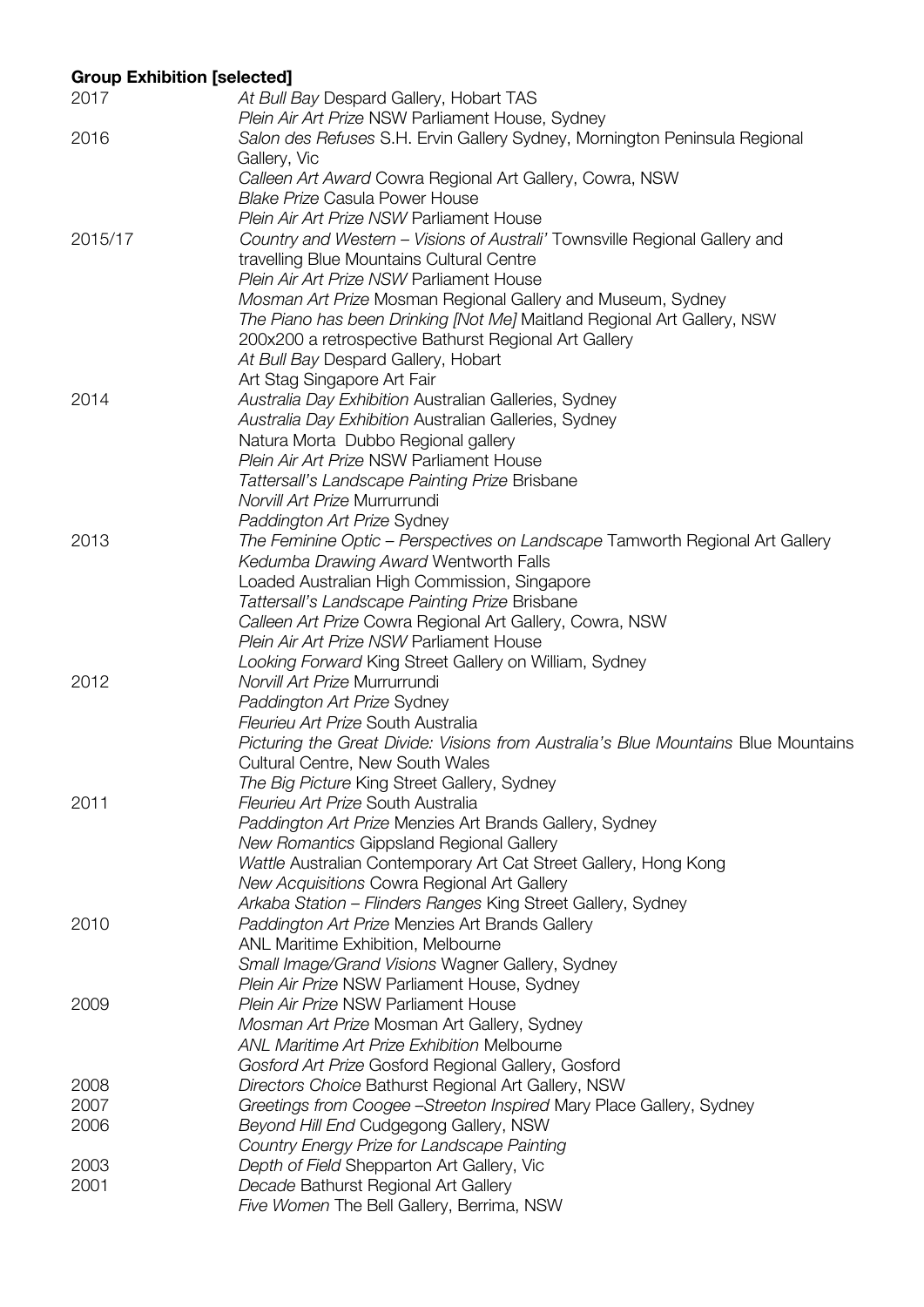**Group Exhibition [selected]**

| | |
|---|---|
| 2017 | *At Bull Bay* Despard Gallery, Hobart TAS |
| | *Plein Air Art Prize* NSW Parliament House, Sydney |
| 2016 | *Salon des Refuses* S.H. Ervin Gallery Sydney, Mornington Peninsula Regional Gallery, Vic |
| | *Calleen Art Award* Cowra Regional Art Gallery, Cowra, NSW |
| | *Blake Prize* Casula Power House |
| | *Plein Air Art Prize NSW* Parliament House |
| 2015/17 | *Country and Western – Visions of Australi'* Townsville Regional Gallery and travelling Blue Mountains Cultural Centre |
| | *Plein Air Art Prize NSW* Parliament House |
| | *Mosman Art Prize* Mosman Regional Gallery and Museum, Sydney |
| | *The Piano has been Drinking [Not Me]* Maitland Regional Art Gallery, NSW |
| | 200x200 a retrospective Bathurst Regional Art Gallery |
| | *At Bull Bay* Despard Gallery, Hobart |
| | Art Stag Singapore Art Fair |
| 2014 | *Australia Day Exhibition* Australian Galleries, Sydney |
| | *Australia Day Exhibition* Australian Galleries, Sydney |
| | Natura Morta Dubbo Regional gallery |
| | *Plein Air Art Prize* NSW Parliament House |
| | *Tattersall's Landscape Painting Prize* Brisbane |
| | *Norvill Art Prize* Murrurrundi |
| | *Paddington Art Prize* Sydney |
| 2013 | *The Feminine Optic – Perspectives on Landscape* Tamworth Regional Art Gallery |
| | *Kedumba Drawing Award* Wentworth Falls |
| | Loaded Australian High Commission, Singapore |
| | *Tattersall's Landscape Painting Prize* Brisbane |
| | *Calleen Art Prize* Cowra Regional Art Gallery, Cowra, NSW |
| | *Plein Air Art Prize NSW* Parliament House |
| | *Looking Forward* King Street Gallery on William, Sydney |
| 2012 | *Norvill Art Prize* Murrurrundi |
| | *Paddington Art Prize* Sydney |
| | *Fleurieu Art Prize* South Australia |
| | *Picturing the Great Divide: Visions from Australia's Blue Mountains* Blue Mountains Cultural Centre, New South Wales |
| | *The Big Picture* King Street Gallery, Sydney |
| 2011 | *Fleurieu Art Prize* South Australia |
| | *Paddington Art Prize* Menzies Art Brands Gallery, Sydney |
| | *New Romantics* Gippsland Regional Gallery |
| | *Wattle* Australian Contemporary Art Cat Street Gallery, Hong Kong |
| | *New Acquisitions* Cowra Regional Art Gallery |
| | *Arkaba Station – Flinders Ranges* King Street Gallery, Sydney |
| 2010 | *Paddington Art Prize* Menzies Art Brands Gallery |
| | ANL Maritime Exhibition, Melbourne |
| | *Small Image/Grand Visions* Wagner Gallery, Sydney |
| | *Plein Air Prize* NSW Parliament House, Sydney |
| 2009 | *Plein Air Prize* NSW Parliament House |
| | *Mosman Art Prize* Mosman Art Gallery, Sydney |
| | *ANL Maritime Art Prize Exhibition* Melbourne |
| | *Gosford Art Prize* Gosford Regional Gallery, Gosford |
| 2008 | *Directors Choice* Bathurst Regional Art Gallery, NSW |
| 2007 | *Greetings from Coogee –Streeton Inspired* Mary Place Gallery, Sydney |
| 2006 | *Beyond Hill End* Cudgegong Gallery, NSW |
| | *Country Energy Prize for Landscape Painting* |
| 2003 | *Depth of Field* Shepparton Art Gallery, Vic |
| 2001 | *Decade* Bathurst Regional Art Gallery |
| | *Five Women* The Bell Gallery, Berrima, NSW |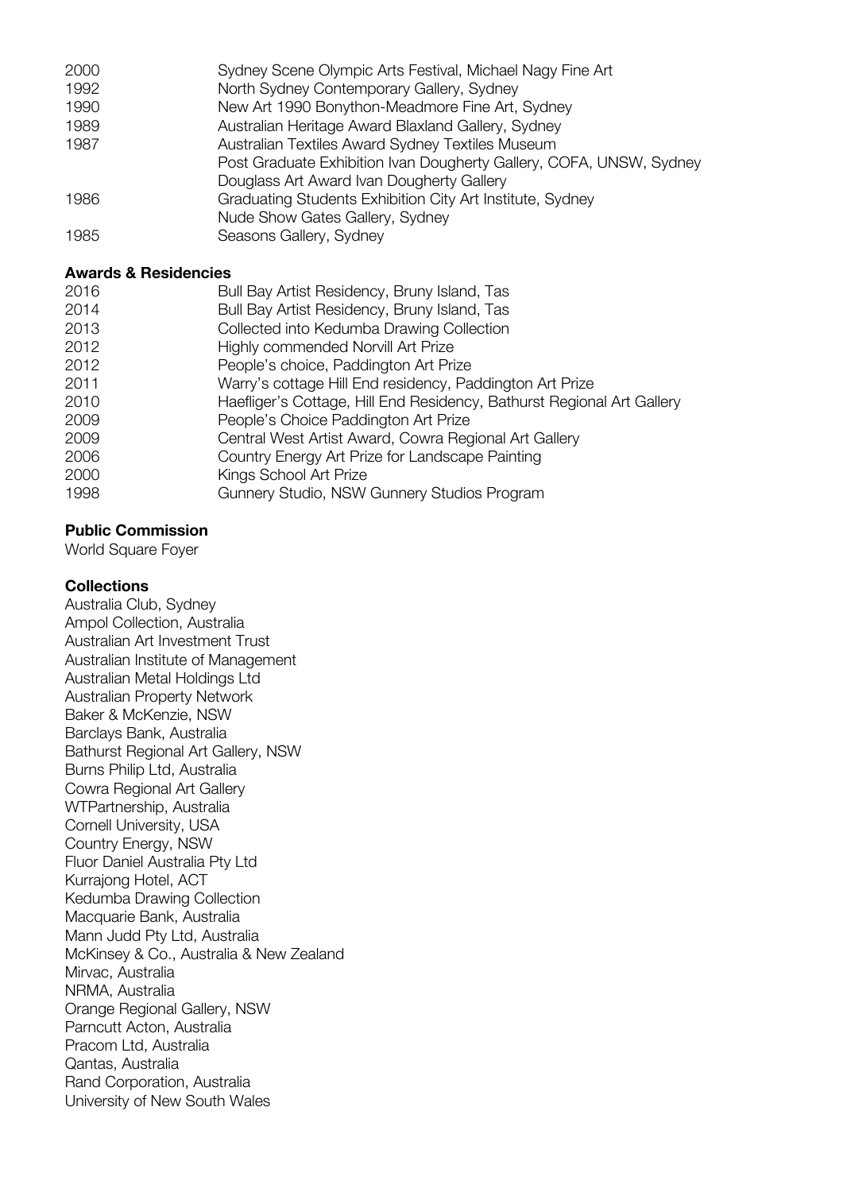| | |
|---|---|
| 2000 | Sydney Scene Olympic Arts Festival, Michael Nagy Fine Art |
| 1992 | North Sydney Contemporary Gallery, Sydney |
| 1990 | New Art 1990 Bonython-Meadmore Fine Art, Sydney |
| 1989 | Australian Heritage Award Blaxland Gallery, Sydney |
| 1987 | Australian Textiles Award Sydney Textiles Museum |
| | Post Graduate Exhibition Ivan Dougherty Gallery, COFA, UNSW, Sydney |
| | Douglass Art Award Ivan Dougherty Gallery |
| 1986 | Graduating Students Exhibition City Art Institute, Sydney |
| | Nude Show Gates Gallery, Sydney |
| 1985 | Seasons Gallery, Sydney |

**Awards & Residencies**

| | |
|---|---|
| 2016 | Bull Bay Artist Residency, Bruny Island, Tas |
| 2014 | Bull Bay Artist Residency, Bruny Island, Tas |
| 2013 | Collected into Kedumba Drawing Collection |
| 2012 | Highly commended Norvill Art Prize |
| 2012 | People's choice, Paddington Art Prize |
| 2011 | Warry's cottage Hill End residency, Paddington Art Prize |
| 2010 | Haefliger's Cottage, Hill End Residency, Bathurst Regional Art Gallery |
| 2009 | People's Choice Paddington Art Prize |
| 2009 | Central West Artist Award, Cowra Regional Art Gallery |
| 2006 | Country Energy Art Prize for Landscape Painting |
| 2000 | Kings School Art Prize |
| 1998 | Gunnery Studio, NSW Gunnery Studios Program |

**Public Commission**

World Square Foyer

**Collections**

Australia Club, Sydney
Ampol Collection, Australia
Australian Art Investment Trust
Australian Institute of Management
Australian Metal Holdings Ltd
Australian Property Network
Baker & McKenzie, NSW
Barclays Bank, Australia
Bathurst Regional Art Gallery, NSW
Burns Philip Ltd, Australia
Cowra Regional Art Gallery
WTPartnership, Australia
Cornell University, USA
Country Energy, NSW
Fluor Daniel Australia Pty Ltd
Kurrajong Hotel, ACT
Kedumba Drawing Collection
Macquarie Bank, Australia
Mann Judd Pty Ltd, Australia
McKinsey & Co., Australia & New Zealand
Mirvac, Australia
NRMA, Australia
Orange Regional Gallery, NSW
Parncutt Acton, Australia
Pracom Ltd, Australia
Qantas, Australia
Rand Corporation, Australia
University of New South Wales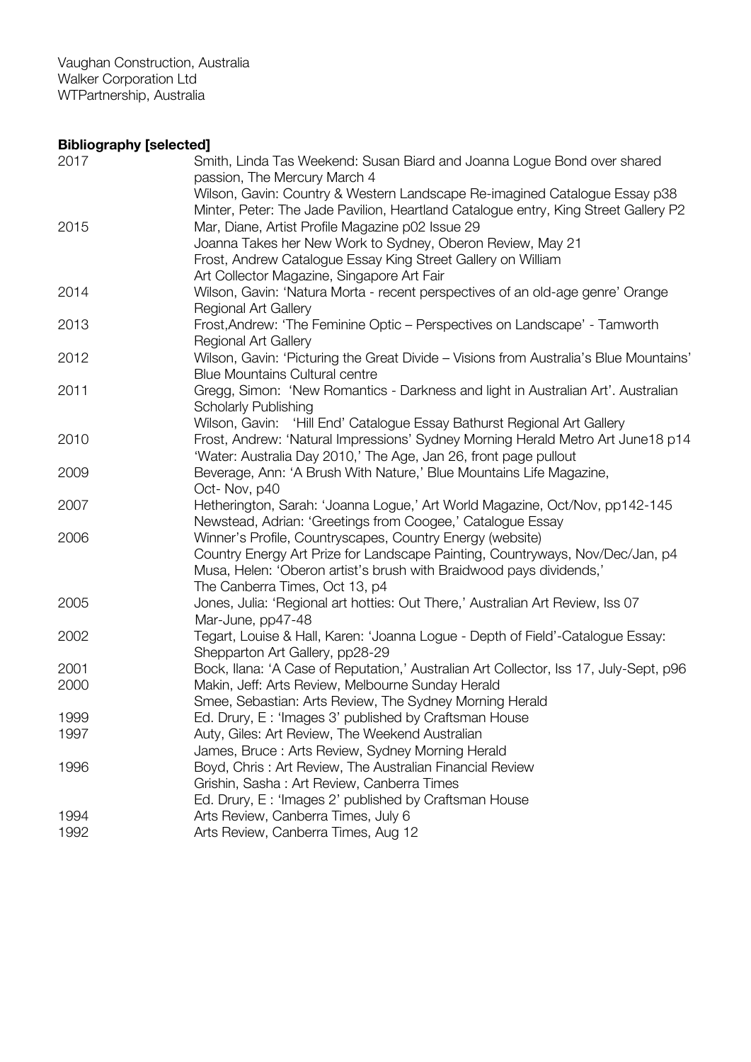Vaughan Construction, Australia
Walker Corporation Ltd
WTPartnership, Australia

**Bibliography [selected]**

| | |
|---|---|
| 2017 | Smith, Linda Tas Weekend: Susan Biard and Joanna Logue Bond over shared passion, The Mercury March 4 |
| | Wilson, Gavin: Country & Western Landscape Re-imagined Catalogue Essay p38 |
| | Minter, Peter: The Jade Pavilion, Heartland Catalogue entry, King Street Gallery P2 |
| 2015 | Mar, Diane, Artist Profile Magazine p02 Issue 29 |
| | Joanna Takes her New Work to Sydney, Oberon Review, May 21 |
| | Frost, Andrew Catalogue Essay King Street Gallery on William |
| | Art Collector Magazine, Singapore Art Fair |
| 2014 | Wilson, Gavin: 'Natura Morta - recent perspectives of an old-age genre' Orange Regional Art Gallery |
| 2013 | Frost,Andrew: 'The Feminine Optic – Perspectives on Landscape' - Tamworth Regional Art Gallery |
| 2012 | Wilson, Gavin: 'Picturing the Great Divide – Visions from Australia's Blue Mountains' Blue Mountains Cultural centre |
| 2011 | Gregg, Simon: 'New Romantics - Darkness and light in Australian Art'. Australian Scholarly Publishing |
| | Wilson, Gavin: 'Hill End' Catalogue Essay Bathurst Regional Art Gallery |
| 2010 | Frost, Andrew: 'Natural Impressions' Sydney Morning Herald Metro Art June18 p14 |
| | 'Water: Australia Day 2010,' The Age, Jan 26, front page pullout |
| 2009 | Beverage, Ann: 'A Brush With Nature,' Blue Mountains Life Magazine, Oct- Nov, p40 |
| 2007 | Hetherington, Sarah: 'Joanna Logue,' Art World Magazine, Oct/Nov, pp142-145 |
| | Newstead, Adrian: 'Greetings from Coogee,' Catalogue Essay |
| 2006 | Winner's Profile, Countryscapes, Country Energy (website) |
| | Country Energy Art Prize for Landscape Painting, Countryways, Nov/Dec/Jan, p4 |
| | Musa, Helen: 'Oberon artist's brush with Braidwood pays dividends,' The Canberra Times, Oct 13, p4 |
| 2005 | Jones, Julia: 'Regional art hotties: Out There,' Australian Art Review, Iss 07 Mar-June, pp47-48 |
| 2002 | Tegart, Louise & Hall, Karen: 'Joanna Logue - Depth of Field'-Catalogue Essay: Shepparton Art Gallery, pp28-29 |
| 2001 | Bock, Ilana: 'A Case of Reputation,' Australian Art Collector, Iss 17, July-Sept, p96 |
| 2000 | Makin, Jeff: Arts Review, Melbourne Sunday Herald |
| | Smee, Sebastian: Arts Review, The Sydney Morning Herald |
| 1999 | Ed. Drury, E : 'Images 3' published by Craftsman House |
| 1997 | Auty, Giles: Art Review, The Weekend Australian |
| | James, Bruce : Arts Review, Sydney Morning Herald |
| 1996 | Boyd, Chris : Art Review, The Australian Financial Review |
| | Grishin, Sasha : Art Review, Canberra Times |
| | Ed. Drury, E : 'Images 2' published by Craftsman House |
| 1994 | Arts Review, Canberra Times, July 6 |
| 1992 | Arts Review, Canberra Times, Aug 12 |